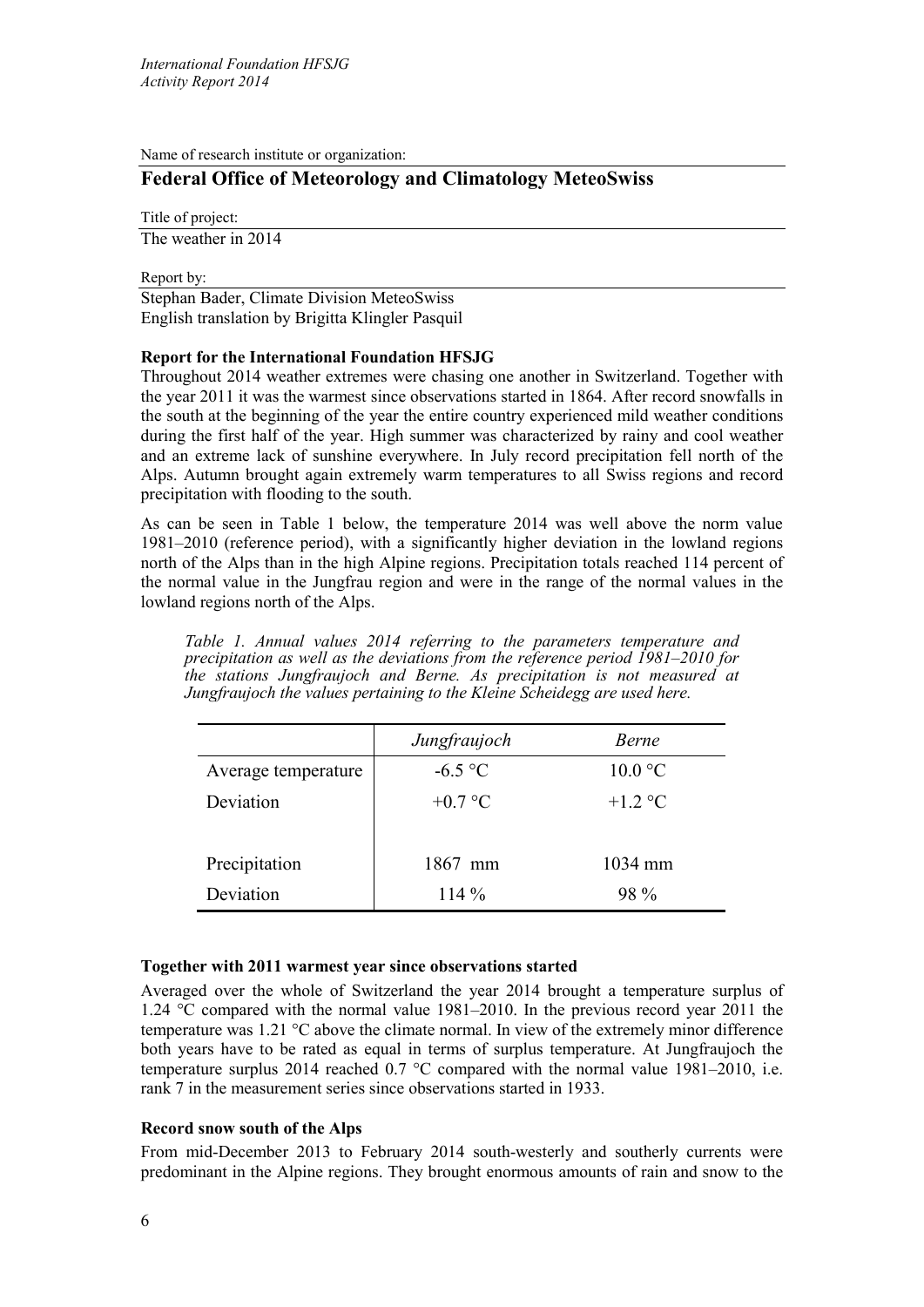Name of research institute or organization:

## Federal Office of Meteorology and Climatology MeteoSwiss

Title of project:

The weather in 2014

Report by:

Stephan Bader, Climate Division MeteoSwiss
English translation by Brigitta Klingler Pasquil

**Report for the International Foundation HFSJG**

Throughout 2014 weather extremes were chasing one another in Switzerland. Together with the year 2011 it was the warmest since observations started in 1864. After record snowfalls in the south at the beginning of the year the entire country experienced mild weather conditions during the first half of the year. High summer was characterized by rainy and cool weather and an extreme lack of sunshine everywhere. In July record precipitation fell north of the Alps. Autumn brought again extremely warm temperatures to all Swiss regions and record precipitation with flooding to the south.

As can be seen in Table 1 below, the temperature 2014 was well above the norm value 1981–2010 (reference period), with a significantly higher deviation in the lowland regions north of the Alps than in the high Alpine regions. Precipitation totals reached 114 percent of the normal value in the Jungfrau region and were in the range of the normal values in the lowland regions north of the Alps.

*Table 1. Annual values 2014 referring to the parameters temperature and precipitation as well as the deviations from the reference period 1981–2010 for the stations Jungfraujoch and Berne. As precipitation is not measured at Jungfraujoch the values pertaining to the Kleine Scheidegg are used here.*

| | *Jungfraujoch* | *Berne* |
|---|---|---|
| Average temperature | -6.5 °C | 10.0 °C |
| Deviation | +0.7 °C | +1.2 °C |
| | | |
| Precipitation | 1867 mm | 1034 mm |
| Deviation | 114 % | 98 % |

**Together with 2011 warmest year since observations started**

Averaged over the whole of Switzerland the year 2014 brought a temperature surplus of 1.24 °C compared with the normal value 1981–2010. In the previous record year 2011 the temperature was 1.21 °C above the climate normal. In view of the extremely minor difference both years have to be rated as equal in terms of surplus temperature. At Jungfraujoch the temperature surplus 2014 reached 0.7 °C compared with the normal value 1981–2010, i.e. rank 7 in the measurement series since observations started in 1933.

**Record snow south of the Alps**

From mid-December 2013 to February 2014 south-westerly and southerly currents were predominant in the Alpine regions. They brought enormous amounts of rain and snow to the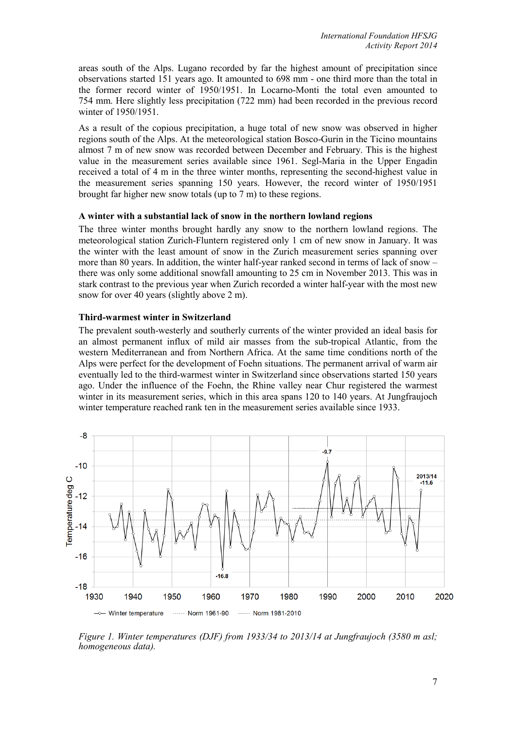areas south of the Alps. Lugano recorded by far the highest amount of precipitation since observations started 151 years ago. It amounted to 698 mm - one third more than the total in the former record winter of 1950/1951. In Locarno-Monti the total even amounted to 754 mm. Here slightly less precipitation (722 mm) had been recorded in the previous record winter of 1950/1951.

As a result of the copious precipitation, a huge total of new snow was observed in higher regions south of the Alps. At the meteorological station Bosco-Gurin in the Ticino mountains almost 7 m of new snow was recorded between December and February. This is the highest value in the measurement series available since 1961. Segl-Maria in the Upper Engadin received a total of 4 m in the three winter months, representing the second-highest value in the measurement series spanning 150 years. However, the record winter of 1950/1951 brought far higher new snow totals (up to 7 m) to these regions.

**A winter with a substantial lack of snow in the northern lowland regions**

The three winter months brought hardly any snow to the northern lowland regions. The meteorological station Zurich-Fluntern registered only 1 cm of new snow in January. It was the winter with the least amount of snow in the Zurich measurement series spanning over more than 80 years. In addition, the winter half-year ranked second in terms of lack of snow – there was only some additional snowfall amounting to 25 cm in November 2013. This was in stark contrast to the previous year when Zurich recorded a winter half-year with the most new snow for over 40 years (slightly above 2 m).

**Third-warmest winter in Switzerland**

The prevalent south-westerly and southerly currents of the winter provided an ideal basis for an almost permanent influx of mild air masses from the sub-tropical Atlantic, from the western Mediterranean and from Northern Africa. At the same time conditions north of the Alps were perfect for the development of Foehn situations. The permanent arrival of warm air eventually led to the third-warmest winter in Switzerland since observations started 150 years ago. Under the influence of the Foehn, the Rhine valley near Chur registered the warmest winter in its measurement series, which in this area spans 120 to 140 years. At Jungfraujoch winter temperature reached rank ten in the measurement series available since 1933.

*Figure 1. Winter temperatures (DJF) from 1933/34 to 2013/14 at Jungfraujoch (3580 m asl; homogeneous data).*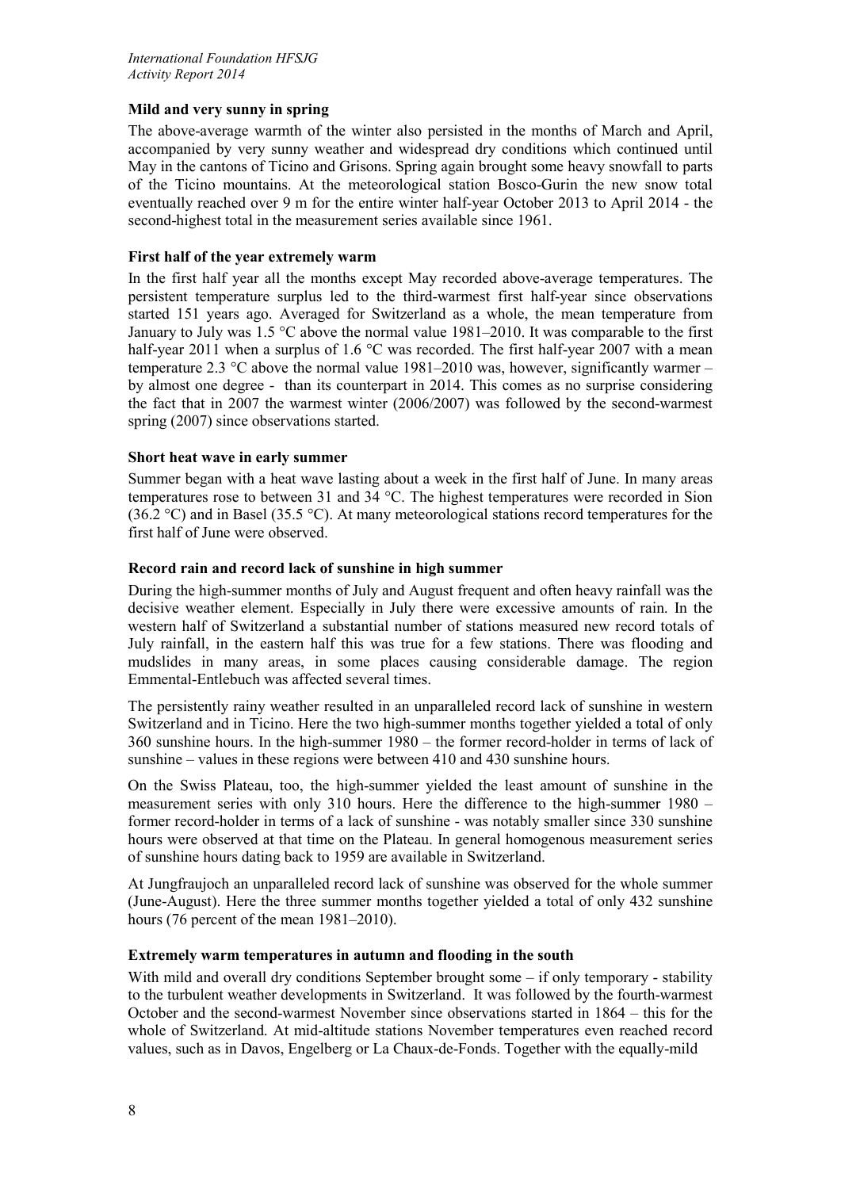### Mild and very sunny in spring

The above-average warmth of the winter also persisted in the months of March and April, accompanied by very sunny weather and widespread dry conditions which continued until May in the cantons of Ticino and Grisons. Spring again brought some heavy snowfall to parts of the Ticino mountains. At the meteorological station Bosco-Gurin the new snow total eventually reached over 9 m for the entire winter half-year October 2013 to April 2014 - the second-highest total in the measurement series available since 1961.

### First half of the year extremely warm

In the first half year all the months except May recorded above-average temperatures. The persistent temperature surplus led to the third-warmest first half-year since observations started 151 years ago. Averaged for Switzerland as a whole, the mean temperature from January to July was 1.5 °C above the normal value 1981–2010. It was comparable to the first half-year 2011 when a surplus of 1.6 °C was recorded. The first half-year 2007 with a mean temperature 2.3 °C above the normal value 1981–2010 was, however, significantly warmer – by almost one degree - than its counterpart in 2014. This comes as no surprise considering the fact that in 2007 the warmest winter (2006/2007) was followed by the second-warmest spring (2007) since observations started.

### Short heat wave in early summer

Summer began with a heat wave lasting about a week in the first half of June. In many areas temperatures rose to between 31 and 34 °C. The highest temperatures were recorded in Sion (36.2 °C) and in Basel (35.5 °C). At many meteorological stations record temperatures for the first half of June were observed.

### Record rain and record lack of sunshine in high summer

During the high-summer months of July and August frequent and often heavy rainfall was the decisive weather element. Especially in July there were excessive amounts of rain. In the western half of Switzerland a substantial number of stations measured new record totals of July rainfall, in the eastern half this was true for a few stations. There was flooding and mudslides in many areas, in some places causing considerable damage. The region Emmental-Entlebuch was affected several times.

The persistently rainy weather resulted in an unparalleled record lack of sunshine in western Switzerland and in Ticino. Here the two high-summer months together yielded a total of only 360 sunshine hours. In the high-summer 1980 – the former record-holder in terms of lack of sunshine – values in these regions were between 410 and 430 sunshine hours.

On the Swiss Plateau, too, the high-summer yielded the least amount of sunshine in the measurement series with only 310 hours. Here the difference to the high-summer 1980 – former record-holder in terms of a lack of sunshine - was notably smaller since 330 sunshine hours were observed at that time on the Plateau. In general homogenous measurement series of sunshine hours dating back to 1959 are available in Switzerland.

At Jungfraujoch an unparalleled record lack of sunshine was observed for the whole summer (June-August). Here the three summer months together yielded a total of only 432 sunshine hours (76 percent of the mean 1981–2010).

### Extremely warm temperatures in autumn and flooding in the south

With mild and overall dry conditions September brought some – if only temporary - stability to the turbulent weather developments in Switzerland. It was followed by the fourth-warmest October and the second-warmest November since observations started in 1864 – this for the whole of Switzerland. At mid-altitude stations November temperatures even reached record values, such as in Davos, Engelberg or La Chaux-de-Fonds. Together with the equally-mild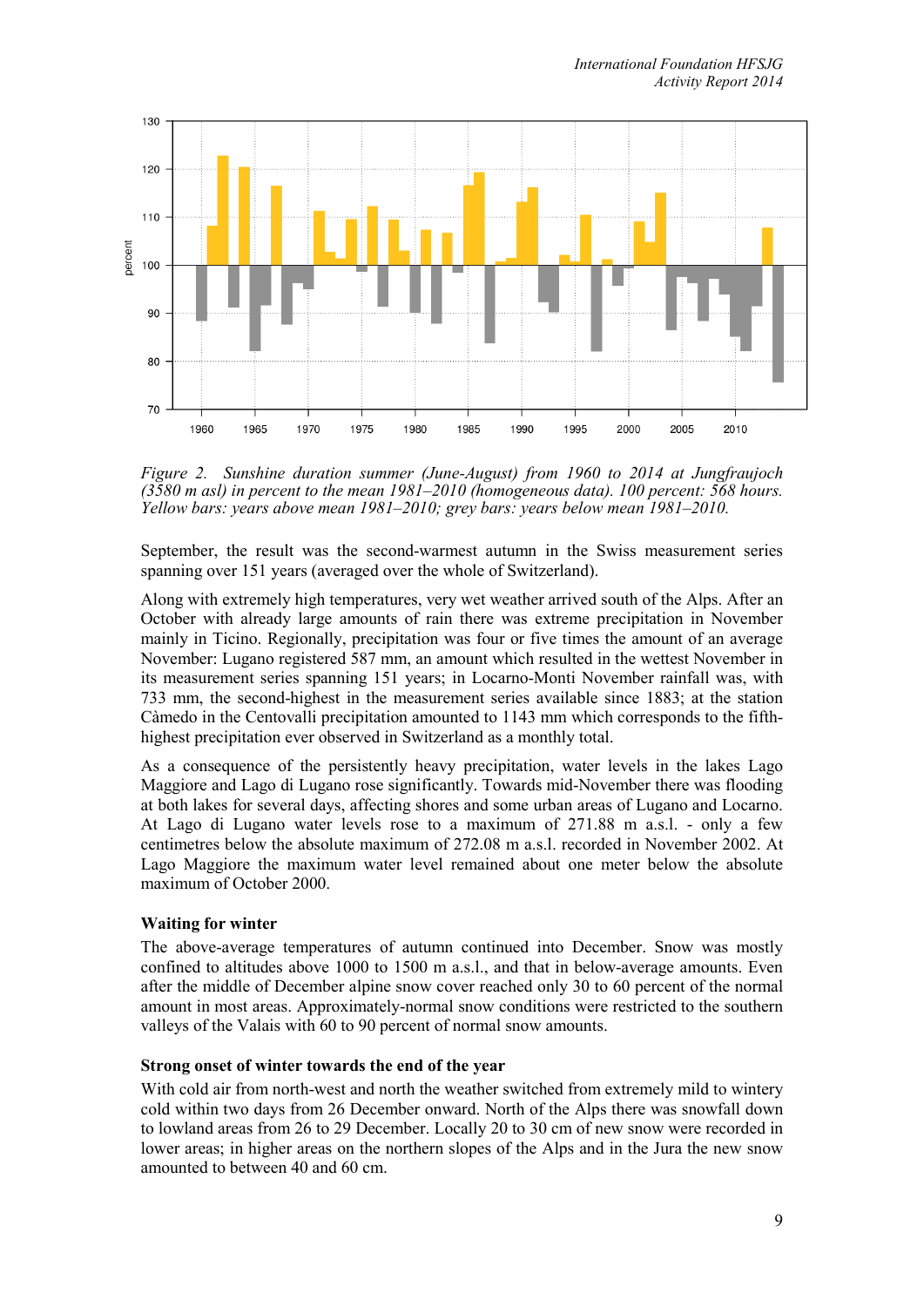*Figure 2. Sunshine duration summer (June-August) from 1960 to 2014 at Jungfraujoch (3580 m asl) in percent to the mean 1981–2010 (homogeneous data). 100 percent: 568 hours. Yellow bars: years above mean 1981–2010; grey bars: years below mean 1981–2010.*

September, the result was the second-warmest autumn in the Swiss measurement series spanning over 151 years (averaged over the whole of Switzerland).

Along with extremely high temperatures, very wet weather arrived south of the Alps. After an October with already large amounts of rain there was extreme precipitation in November mainly in Ticino. Regionally, precipitation was four or five times the amount of an average November: Lugano registered 587 mm, an amount which resulted in the wettest November in its measurement series spanning 151 years; in Locarno-Monti November rainfall was, with 733 mm, the second-highest in the measurement series available since 1883; at the station Càmedo in the Centovalli precipitation amounted to 1143 mm which corresponds to the fifth-highest precipitation ever observed in Switzerland as a monthly total.

As a consequence of the persistently heavy precipitation, water levels in the lakes Lago Maggiore and Lago di Lugano rose significantly. Towards mid-November there was flooding at both lakes for several days, affecting shores and some urban areas of Lugano and Locarno. At Lago di Lugano water levels rose to a maximum of 271.88 m a.s.l. - only a few centimetres below the absolute maximum of 272.08 m a.s.l. recorded in November 2002. At Lago Maggiore the maximum water level remained about one meter below the absolute maximum of October 2000.

### Waiting for winter

The above-average temperatures of autumn continued into December. Snow was mostly confined to altitudes above 1000 to 1500 m a.s.l., and that in below-average amounts. Even after the middle of December alpine snow cover reached only 30 to 60 percent of the normal amount in most areas. Approximately-normal snow conditions were restricted to the southern valleys of the Valais with 60 to 90 percent of normal snow amounts.

### Strong onset of winter towards the end of the year

With cold air from north-west and north the weather switched from extremely mild to wintery cold within two days from 26 December onward. North of the Alps there was snowfall down to lowland areas from 26 to 29 December. Locally 20 to 30 cm of new snow were recorded in lower areas; in higher areas on the northern slopes of the Alps and in the Jura the new snow amounted to between 40 and 60 cm.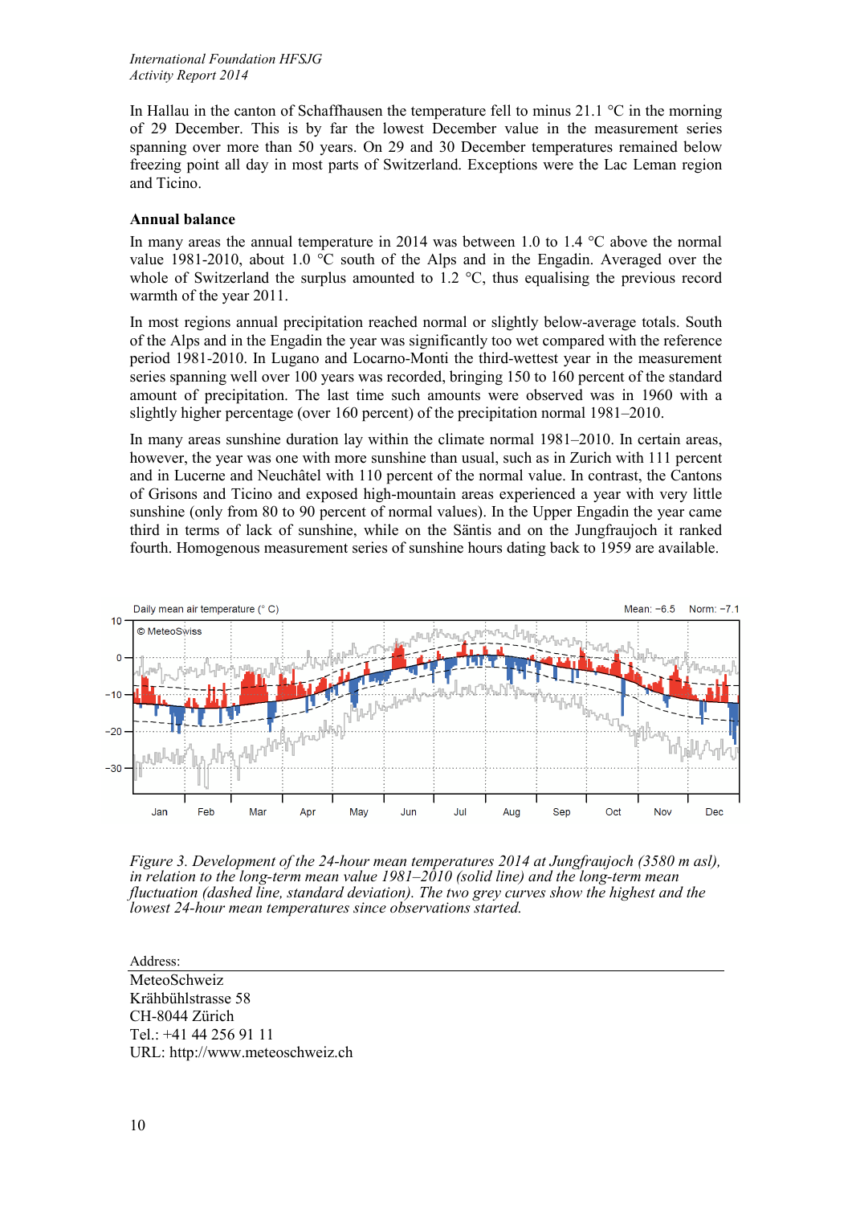In Hallau in the canton of Schaffhausen the temperature fell to minus 21.1 °C in the morning of 29 December. This is by far the lowest December value in the measurement series spanning over more than 50 years. On 29 and 30 December temperatures remained below freezing point all day in most parts of Switzerland. Exceptions were the Lac Leman region and Ticino.

### Annual balance

In many areas the annual temperature in 2014 was between 1.0 to 1.4 °C above the normal value 1981-2010, about 1.0 °C south of the Alps and in the Engadin. Averaged over the whole of Switzerland the surplus amounted to 1.2 °C, thus equalising the previous record warmth of the year 2011.

In most regions annual precipitation reached normal or slightly below-average totals. South of the Alps and in the Engadin the year was significantly too wet compared with the reference period 1981-2010. In Lugano and Locarno-Monti the third-wettest year in the measurement series spanning well over 100 years was recorded, bringing 150 to 160 percent of the standard amount of precipitation. The last time such amounts were observed was in 1960 with a slightly higher percentage (over 160 percent) of the precipitation normal 1981–2010.

In many areas sunshine duration lay within the climate normal 1981–2010. In certain areas, however, the year was one with more sunshine than usual, such as in Zurich with 111 percent and in Lucerne and Neuchâtel with 110 percent of the normal value. In contrast, the Cantons of Grisons and Ticino and exposed high-mountain areas experienced a year with very little sunshine (only from 80 to 90 percent of normal values). In the Upper Engadin the year came third in terms of lack of sunshine, while on the Säntis and on the Jungfraujoch it ranked fourth. Homogenous measurement series of sunshine hours dating back to 1959 are available.

Daily mean air temperature (° C)

Mean: −6.5 Norm: −7.1

© MeteoSwiss

10
0
−10
−20
−30

Jan Feb Mar Apr May Jun Jul Aug Sep Oct Nov Dec

*Figure 3. Development of the 24-hour mean temperatures 2014 at Jungfraujoch (3580 m asl), in relation to the long-term mean value 1981–2010 (solid line) and the long-term mean fluctuation (dashed line, standard deviation). The two grey curves show the highest and the lowest 24-hour mean temperatures since observations started.*

Address:

MeteoSchweiz
Krähbühlstrasse 58
CH-8044 Zürich
Tel.: +41 44 256 91 11
URL: http://www.meteoschweiz.ch